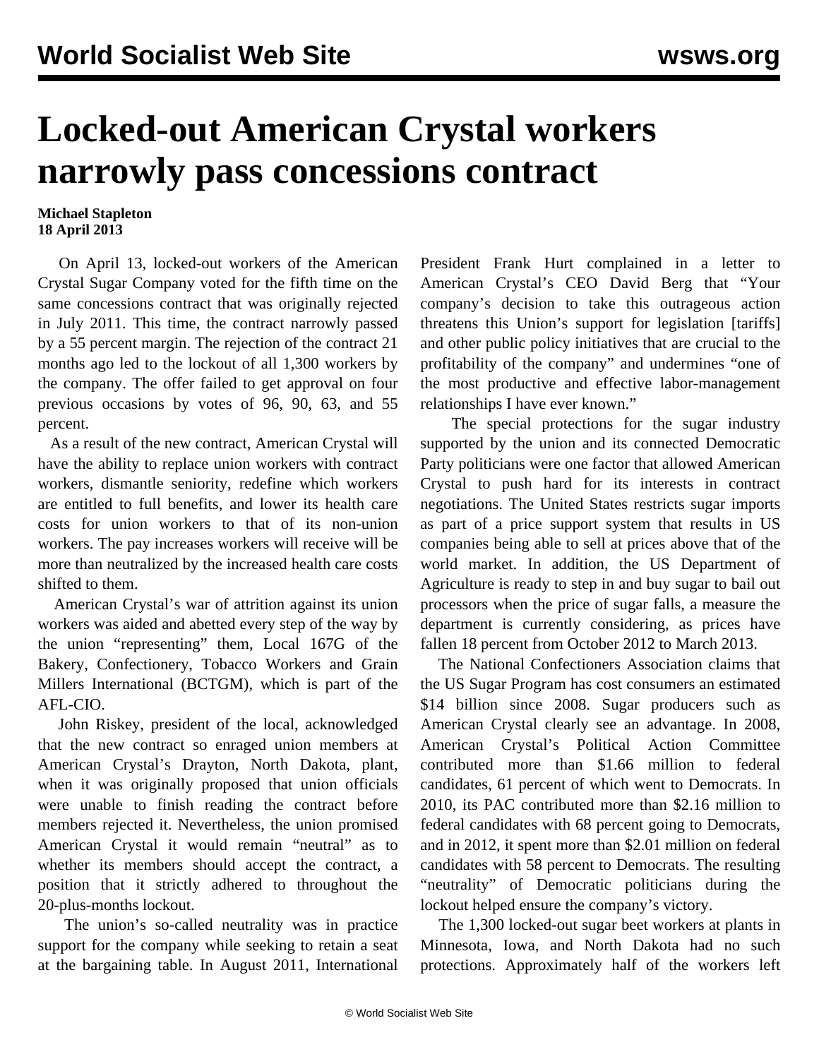# Locked-out American Crystal workers narrowly pass concessions contract

**Michael Stapleton**
**18 April 2013**

On April 13, locked-out workers of the American Crystal Sugar Company voted for the fifth time on the same concessions contract that was originally rejected in July 2011. This time, the contract narrowly passed by a 55 percent margin. The rejection of the contract 21 months ago led to the lockout of all 1,300 workers by the company. The offer failed to get approval on four previous occasions by votes of 96, 90, 63, and 55 percent.

As a result of the new contract, American Crystal will have the ability to replace union workers with contract workers, dismantle seniority, redefine which workers are entitled to full benefits, and lower its health care costs for union workers to that of its non-union workers. The pay increases workers will receive will be more than neutralized by the increased health care costs shifted to them.

American Crystal's war of attrition against its union workers was aided and abetted every step of the way by the union "representing" them, Local 167G of the Bakery, Confectionery, Tobacco Workers and Grain Millers International (BCTGM), which is part of the AFL-CIO.

John Riskey, president of the local, acknowledged that the new contract so enraged union members at American Crystal's Drayton, North Dakota, plant, when it was originally proposed that union officials were unable to finish reading the contract before members rejected it. Nevertheless, the union promised American Crystal it would remain "neutral" as to whether its members should accept the contract, a position that it strictly adhered to throughout the 20-plus-months lockout.

The union's so-called neutrality was in practice support for the company while seeking to retain a seat at the bargaining table. In August 2011, International President Frank Hurt complained in a letter to American Crystal's CEO David Berg that "Your company's decision to take this outrageous action threatens this Union's support for legislation [tariffs] and other public policy initiatives that are crucial to the profitability of the company" and undermines "one of the most productive and effective labor-management relationships I have ever known."

The special protections for the sugar industry supported by the union and its connected Democratic Party politicians were one factor that allowed American Crystal to push hard for its interests in contract negotiations. The United States restricts sugar imports as part of a price support system that results in US companies being able to sell at prices above that of the world market. In addition, the US Department of Agriculture is ready to step in and buy sugar to bail out processors when the price of sugar falls, a measure the department is currently considering, as prices have fallen 18 percent from October 2012 to March 2013.

The National Confectioners Association claims that the US Sugar Program has cost consumers an estimated $14 billion since 2008. Sugar producers such as American Crystal clearly see an advantage. In 2008, American Crystal's Political Action Committee contributed more than $1.66 million to federal candidates, 61 percent of which went to Democrats. In 2010, its PAC contributed more than $2.16 million to federal candidates with 68 percent going to Democrats, and in 2012, it spent more than $2.01 million on federal candidates with 58 percent to Democrats. The resulting "neutrality" of Democratic politicians during the lockout helped ensure the company's victory.

The 1,300 locked-out sugar beet workers at plants in Minnesota, Iowa, and North Dakota had no such protections. Approximately half of the workers left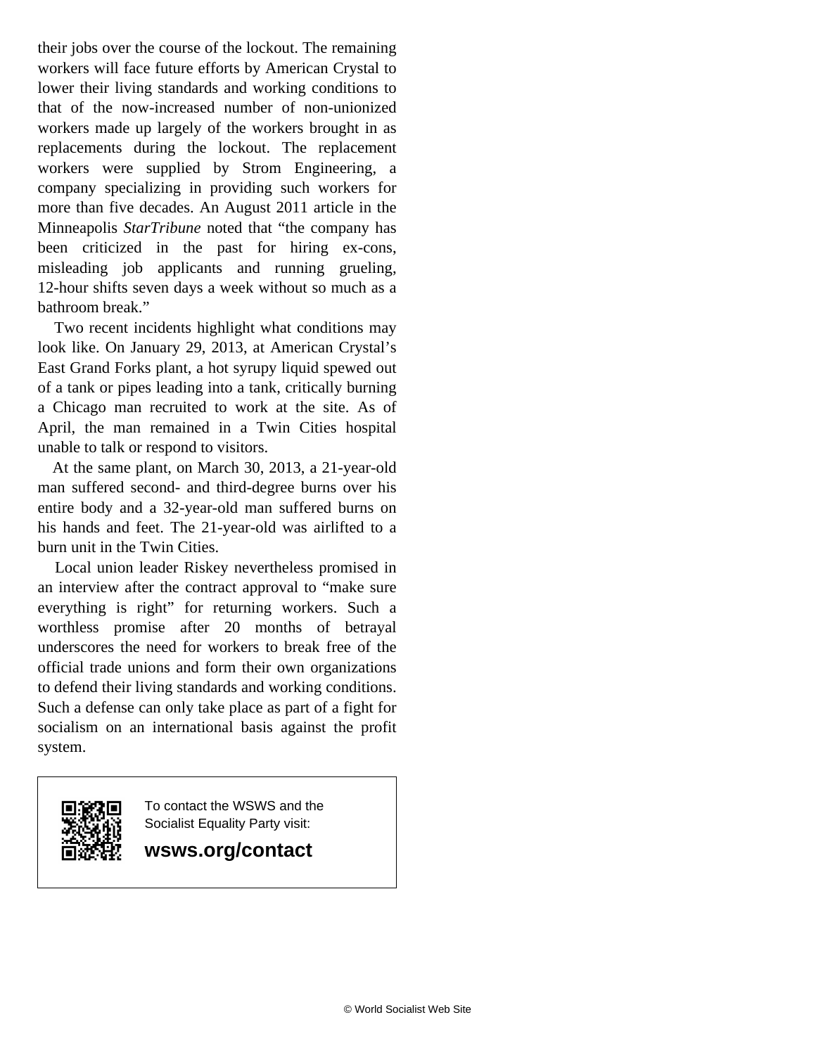their jobs over the course of the lockout. The remaining workers will face future efforts by American Crystal to lower their living standards and working conditions to that of the now-increased number of non-unionized workers made up largely of the workers brought in as replacements during the lockout. The replacement workers were supplied by Strom Engineering, a company specializing in providing such workers for more than five decades. An August 2011 article in the Minneapolis *StarTribune* noted that "the company has been criticized in the past for hiring ex-cons, misleading job applicants and running grueling, 12-hour shifts seven days a week without so much as a bathroom break."

Two recent incidents highlight what conditions may look like. On January 29, 2013, at American Crystal's East Grand Forks plant, a hot syrupy liquid spewed out of a tank or pipes leading into a tank, critically burning a Chicago man recruited to work at the site. As of April, the man remained in a Twin Cities hospital unable to talk or respond to visitors.

At the same plant, on March 30, 2013, a 21-year-old man suffered second- and third-degree burns over his entire body and a 32-year-old man suffered burns on his hands and feet. The 21-year-old was airlifted to a burn unit in the Twin Cities.

Local union leader Riskey nevertheless promised in an interview after the contract approval to "make sure everything is right" for returning workers. Such a worthless promise after 20 months of betrayal underscores the need for workers to break free of the official trade unions and form their own organizations to defend their living standards and working conditions. Such a defense can only take place as part of a fight for socialism on an international basis against the profit system.

To contact the WSWS and the Socialist Equality Party visit:

**wsws.org/contact**